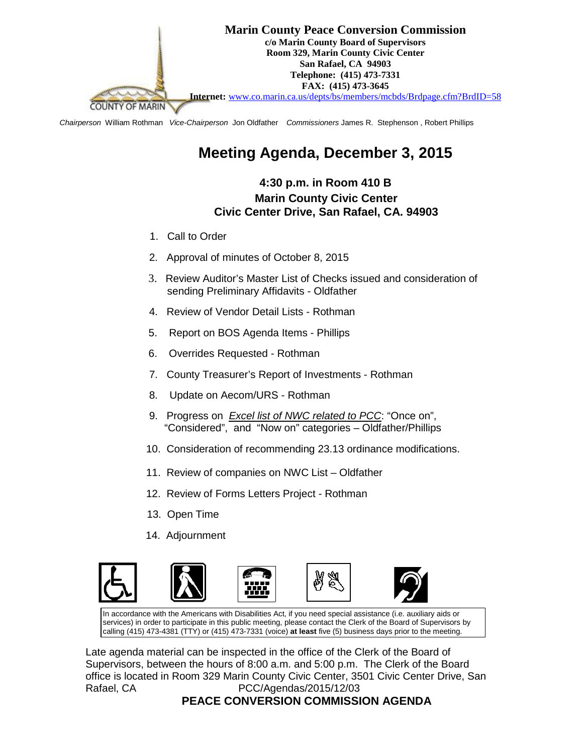**Marin County Peace Conversion Commission**
**c/o Marin County Board of Supervisors**
**Room 329, Marin County Civic Center**
**San Rafael, CA 94903**
**Telephone: (415) 473-7331**
**FAX: (415) 473-3645**
**Internet:** www.co.marin.ca.us/depts/bs/members/mcbds/Brdpage.cfm?BrdID=58

COUNTY OF MARIN

*Chairperson* William Rothman *Vice-Chairperson* Jon Oldfather *Commissioners* James R. Stephenson , Robert Phillips

# Meeting Agenda, December 3, 2015

### 4:30 p.m. in Room 410 B
### Marin County Civic Center
### Civic Center Drive, San Rafael, CA. 94903

1. Call to Order
2. Approval of minutes of October 8, 2015
3. Review Auditor's Master List of Checks issued and consideration of sending Preliminary Affidavits - Oldfather
4. Review of Vendor Detail Lists - Rothman
5. Report on BOS Agenda Items - Phillips
6. Overrides Requested - Rothman
7. County Treasurer's Report of Investments - Rothman
8. Update on Aecom/URS - Rothman
9. Progress on *Excel list of NWC related to PCC*: "Once on", "Considered", and "Now on" categories – Oldfather/Phillips
10. Consideration of recommending 23.13 ordinance modifications.
11. Review of companies on NWC List – Oldfather
12. Review of Forms Letters Project - Rothman
13. Open Time
14. Adjournment

In accordance with the Americans with Disabilities Act, if you need special assistance (i.e. auxiliary aids or services) in order to participate in this public meeting, please contact the Clerk of the Board of Supervisors by calling (415) 473-4381 (TTY) or (415) 473-7331 (voice) **at least** five (5) business days prior to the meeting.

Late agenda material can be inspected in the office of the Clerk of the Board of Supervisors, between the hours of 8:00 a.m. and 5:00 p.m. The Clerk of the Board office is located in Room 329 Marin County Civic Center, 3501 Civic Center Drive, San Rafael, CA

PCC/Agendas/2015/12/03

**PEACE CONVERSION COMMISSION AGENDA**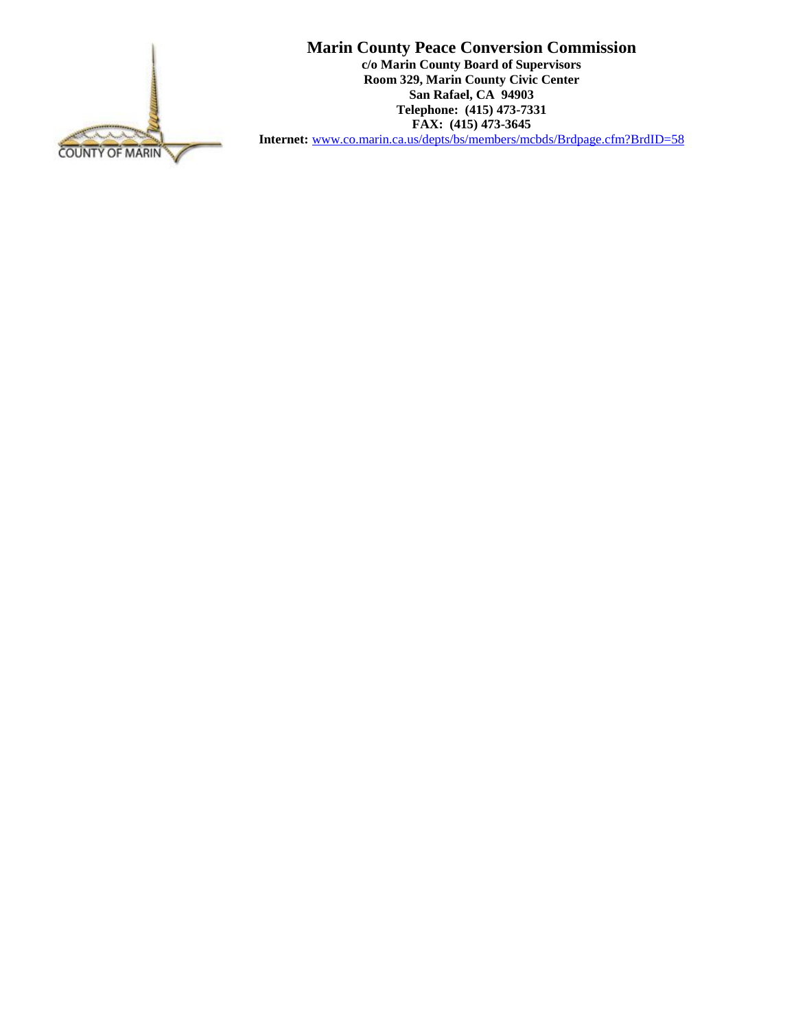**Marin County Peace Conversion Commission**
**c/o Marin County Board of Supervisors**
**Room 329, Marin County Civic Center**
**San Rafael, CA 94903**
**Telephone: (415) 473-7331**
**FAX: (415) 473-3645**
**Internet:** www.co.marin.ca.us/depts/bs/members/mcbds/Brdpage.cfm?BrdID=58